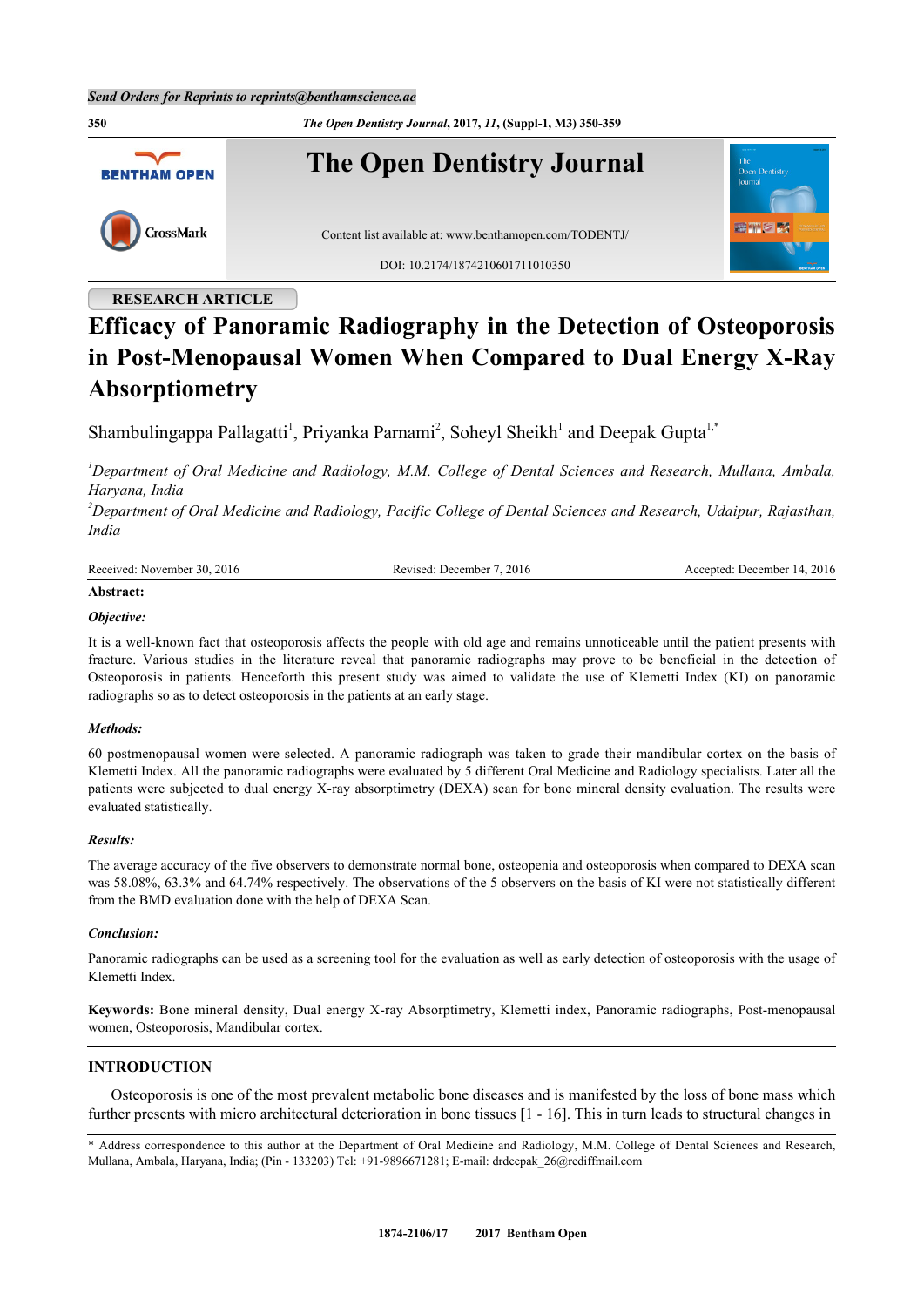RESEARCH ARTICLE

# Efficacy of Panoramic Radiography in the Detection of Osteoporosis in Post-Menopausal Women When Compared to Dual Energy X-Ray Absorptiometry

Shambulingappa Pallagatti[1], Priyanka Parnami[2], Soheyl Sheikh[1] and Deepak Gupta[1,*]

[1]*Department of Oral Medicine and Radiology, M.M. College of Dental Sciences and Research, Mullana, Ambala, Haryana, India*

[2]*Department of Oral Medicine and Radiology, Pacific College of Dental Sciences and Research, Udaipur, Rajasthan, India*

Received: November 30, 2016 Revised: December 7, 2016 Accepted: December 14, 2016

**Abstract:**

***Objective:***

It is a well-known fact that osteoporosis affects the people with old age and remains unnoticeable until the patient presents with fracture. Various studies in the literature reveal that panoramic radiographs may prove to be beneficial in the detection of Osteoporosis in patients. Henceforth this present study was aimed to validate the use of Klemetti Index (KI) on panoramic radiographs so as to detect osteoporosis in the patients at an early stage.

***Methods:***

60 postmenopausal women were selected. A panoramic radiograph was taken to grade their mandibular cortex on the basis of Klemetti Index. All the panoramic radiographs were evaluated by 5 different Oral Medicine and Radiology specialists. Later all the patients were subjected to dual energy X-ray absorptimetry (DEXA) scan for bone mineral density evaluation. The results were evaluated statistically.

***Results:***

The average accuracy of the five observers to demonstrate normal bone, osteopenia and osteoporosis when compared to DEXA scan was 58.08%, 63.3% and 64.74% respectively. The observations of the 5 observers on the basis of KI were not statistically different from the BMD evaluation done with the help of DEXA Scan.

***Conclusion:***

Panoramic radiographs can be used as a screening tool for the evaluation as well as early detection of osteoporosis with the usage of Klemetti Index.

**Keywords:** Bone mineral density, Dual energy X-ray Absorptimetry, Klemetti index, Panoramic radiographs, Post-menopausal women, Osteoporosis, Mandibular cortex.

## INTRODUCTION

Osteoporosis is one of the most prevalent metabolic bone diseases and is manifested by the loss of bone mass which further presents with micro architectural deterioration in bone tissues [1 - 16]. This in turn leads to structural changes in

* Address correspondence to this author at the Department of Oral Medicine and Radiology, M.M. College of Dental Sciences and Research, Mullana, Ambala, Haryana, India; (Pin - 133203) Tel: +91-9896671281; E-mail: drdeepak_26@rediffmail.com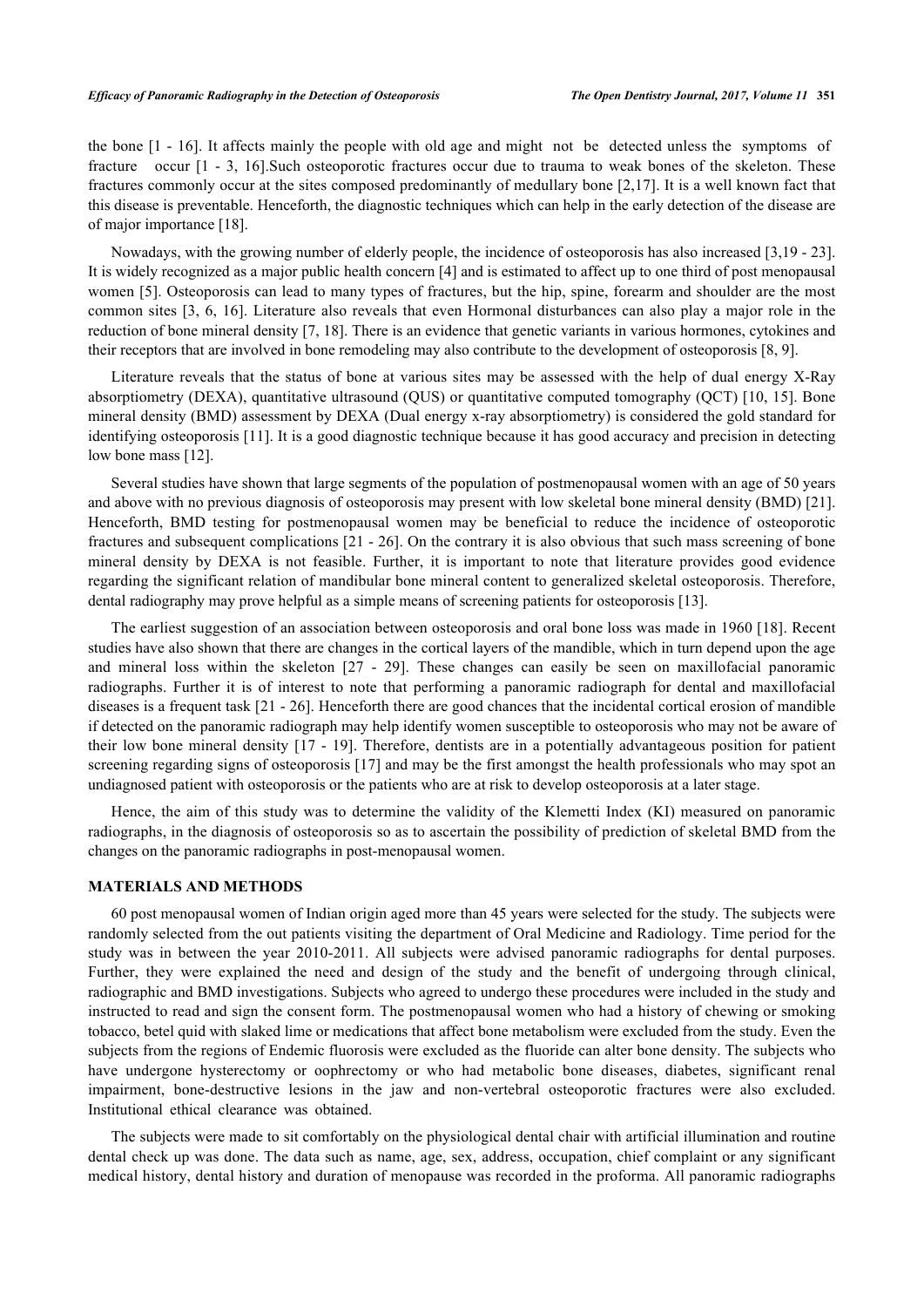the bone [1 - 16]. It affects mainly the people with old age and might not be detected unless the symptoms of fracture occur [1 - 3, 16].Such osteoporotic fractures occur due to trauma to weak bones of the skeleton. These fractures commonly occur at the sites composed predominantly of medullary bone [2,17]. It is a well known fact that this disease is preventable. Henceforth, the diagnostic techniques which can help in the early detection of the disease are of major importance [18].

Nowadays, with the growing number of elderly people, the incidence of osteoporosis has also increased [3,19 - 23]. It is widely recognized as a major public health concern [4] and is estimated to affect up to one third of post menopausal women [5]. Osteoporosis can lead to many types of fractures, but the hip, spine, forearm and shoulder are the most common sites [3, 6, 16]. Literature also reveals that even Hormonal disturbances can also play a major role in the reduction of bone mineral density [7, 18]. There is an evidence that genetic variants in various hormones, cytokines and their receptors that are involved in bone remodeling may also contribute to the development of osteoporosis [8, 9].

Literature reveals that the status of bone at various sites may be assessed with the help of dual energy X-Ray absorptiometry (DEXA), quantitative ultrasound (QUS) or quantitative computed tomography (QCT) [10, 15]. Bone mineral density (BMD) assessment by DEXA (Dual energy x-ray absorptiometry) is considered the gold standard for identifying osteoporosis [11]. It is a good diagnostic technique because it has good accuracy and precision in detecting low bone mass [12].

Several studies have shown that large segments of the population of postmenopausal women with an age of 50 years and above with no previous diagnosis of osteoporosis may present with low skeletal bone mineral density (BMD) [21]. Henceforth, BMD testing for postmenopausal women may be beneficial to reduce the incidence of osteoporotic fractures and subsequent complications [21 - 26]. On the contrary it is also obvious that such mass screening of bone mineral density by DEXA is not feasible. Further, it is important to note that literature provides good evidence regarding the significant relation of mandibular bone mineral content to generalized skeletal osteoporosis. Therefore, dental radiography may prove helpful as a simple means of screening patients for osteoporosis [13].

The earliest suggestion of an association between osteoporosis and oral bone loss was made in 1960 [18]. Recent studies have also shown that there are changes in the cortical layers of the mandible, which in turn depend upon the age and mineral loss within the skeleton [27 - 29]. These changes can easily be seen on maxillofacial panoramic radiographs. Further it is of interest to note that performing a panoramic radiograph for dental and maxillofacial diseases is a frequent task [21 - 26]. Henceforth there are good chances that the incidental cortical erosion of mandible if detected on the panoramic radiograph may help identify women susceptible to osteoporosis who may not be aware of their low bone mineral density [17 - 19]. Therefore, dentists are in a potentially advantageous position for patient screening regarding signs of osteoporosis [17] and may be the first amongst the health professionals who may spot an undiagnosed patient with osteoporosis or the patients who are at risk to develop osteoporosis at a later stage.

Hence, the aim of this study was to determine the validity of the Klemetti Index (KI) measured on panoramic radiographs, in the diagnosis of osteoporosis so as to ascertain the possibility of prediction of skeletal BMD from the changes on the panoramic radiographs in post-menopausal women.

## MATERIALS AND METHODS

60 post menopausal women of Indian origin aged more than 45 years were selected for the study. The subjects were randomly selected from the out patients visiting the department of Oral Medicine and Radiology. Time period for the study was in between the year 2010-2011. All subjects were advised panoramic radiographs for dental purposes. Further, they were explained the need and design of the study and the benefit of undergoing through clinical, radiographic and BMD investigations. Subjects who agreed to undergo these procedures were included in the study and instructed to read and sign the consent form. The postmenopausal women who had a history of chewing or smoking tobacco, betel quid with slaked lime or medications that affect bone metabolism were excluded from the study. Even the subjects from the regions of Endemic fluorosis were excluded as the fluoride can alter bone density. The subjects who have undergone hysterectomy or oophrectomy or who had metabolic bone diseases, diabetes, significant renal impairment, bone-destructive lesions in the jaw and non-vertebral osteoporotic fractures were also excluded. Institutional ethical clearance was obtained.

The subjects were made to sit comfortably on the physiological dental chair with artificial illumination and routine dental check up was done. The data such as name, age, sex, address, occupation, chief complaint or any significant medical history, dental history and duration of menopause was recorded in the proforma. All panoramic radiographs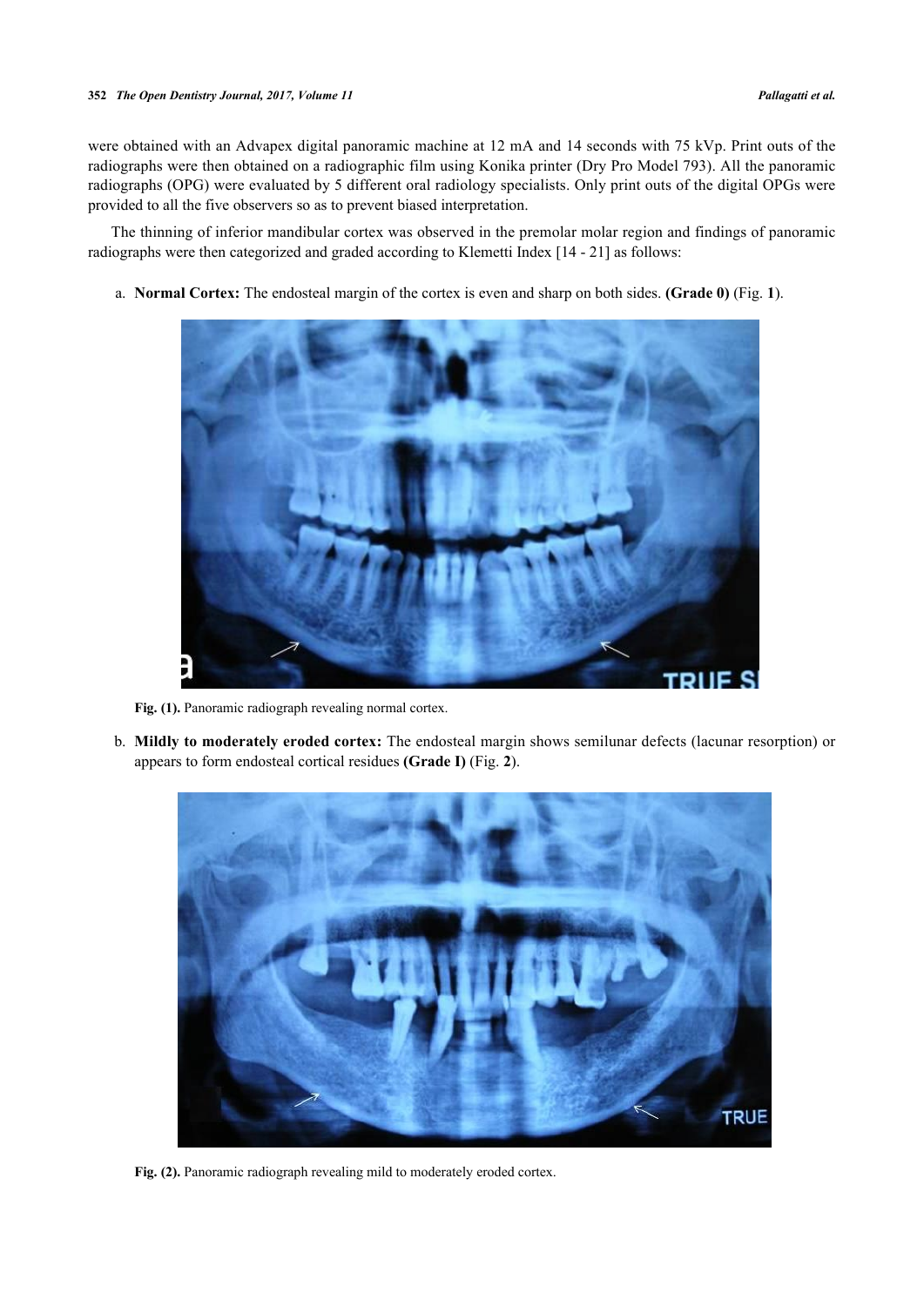were obtained with an Advapex digital panoramic machine at 12 mA and 14 seconds with 75 kVp. Print outs of the radiographs were then obtained on a radiographic film using Konika printer (Dry Pro Model 793). All the panoramic radiographs (OPG) were evaluated by 5 different oral radiology specialists. Only print outs of the digital OPGs were provided to all the five observers so as to prevent biased interpretation.

The thinning of inferior mandibular cortex was observed in the premolar molar region and findings of panoramic radiographs were then categorized and graded according to Klemetti Index [14 - 21] as follows:

a. **Normal Cortex:** The endosteal margin of the cortex is even and sharp on both sides. **(Grade 0)** (Fig. **1**).

**Fig. (1).** Panoramic radiograph revealing normal cortex.

b. **Mildly to moderately eroded cortex:** The endosteal margin shows semilunar defects (lacunar resorption) or appears to form endosteal cortical residues **(Grade I)** (Fig. **2**).

**Fig. (2).** Panoramic radiograph revealing mild to moderately eroded cortex.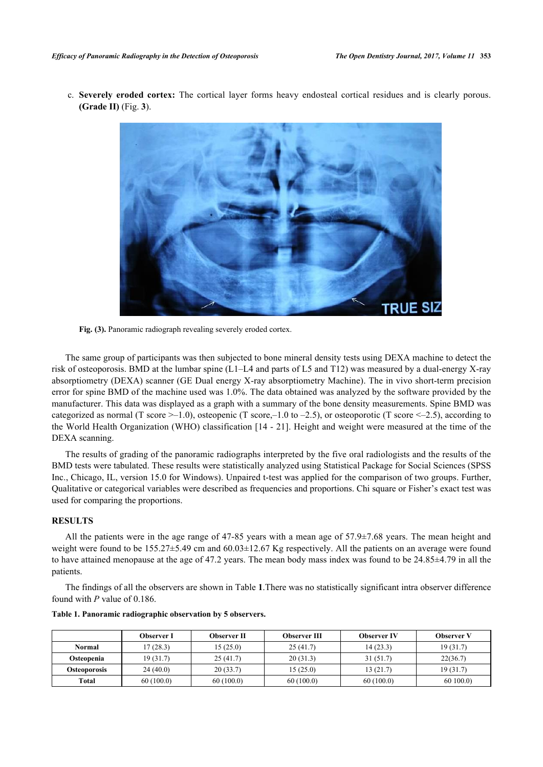c. **Severely eroded cortex:** The cortical layer forms heavy endosteal cortical residues and is clearly porous. **(Grade II)** (Fig. **3**).

**Fig. (3).** Panoramic radiograph revealing severely eroded cortex.

The same group of participants was then subjected to bone mineral density tests using DEXA machine to detect the risk of osteoporosis. BMD at the lumbar spine (L1–L4 and parts of L5 and T12) was measured by a dual-energy X-ray absorptiometry (DEXA) scanner (GE Dual energy X-ray absorptiometry Machine). The in vivo short-term precision error for spine BMD of the machine used was 1.0%. The data obtained was analyzed by the software provided by the manufacturer. This data was displayed as a graph with a summary of the bone density measurements. Spine BMD was categorized as normal (T score >–1.0), osteopenic (T score,–1.0 to –2.5), or osteoporotic (T score <–2.5), according to the World Health Organization (WHO) classification [14 - 21]. Height and weight were measured at the time of the DEXA scanning.

The results of grading of the panoramic radiographs interpreted by the five oral radiologists and the results of the BMD tests were tabulated. These results were statistically analyzed using Statistical Package for Social Sciences (SPSS Inc., Chicago, IL, version 15.0 for Windows). Unpaired t-test was applied for the comparison of two groups. Further, Qualitative or categorical variables were described as frequencies and proportions. Chi square or Fisher's exact test was used for comparing the proportions.

## RESULTS

All the patients were in the age range of 47-85 years with a mean age of 57.9±7.68 years. The mean height and weight were found to be 155.27±5.49 cm and 60.03±12.67 Kg respectively. All the patients on an average were found to have attained menopause at the age of 47.2 years. The mean body mass index was found to be 24.85±4.79 in all the patients.

The findings of all the observers are shown in Table **1**.There was no statistically significant intra observer difference found with *P* value of 0.186.

**Table 1. Panoramic radiographic observation by 5 observers.**

| | Observer I | Observer II | Observer III | Observer IV | Observer V |
|---|---|---|---|---|---|
| **Normal** | 17 (28.3) | 15 (25.0) | 25 (41.7) | 14 (23.3) | 19 (31.7) |
| **Osteopenia** | 19 (31.7) | 25 (41.7) | 20 (33.3) | 31 (51.7) | 22(36.7) |
| **Osteoporosis** | 24 (40.0) | 20 (33.7) | 15 (25.0) | 13 (21.7) | 19 (31.7) |
| **Total** | 60 (100.0) | 60 (100.0) | 60 (100.0) | 60 (100.0) | 60 100.0) |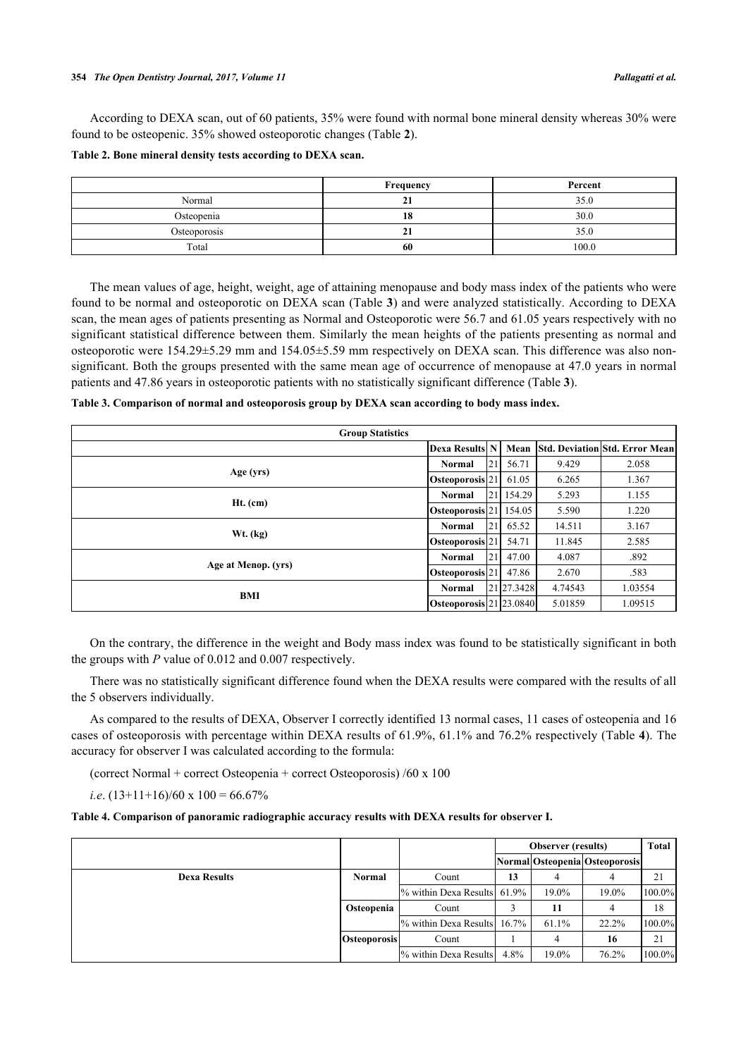According to DEXA scan, out of 60 patients, 35% were found with normal bone mineral density whereas 30% were found to be osteopenic. 35% showed osteoporotic changes (Table **2**).

**Table 2. Bone mineral density tests according to DEXA scan.**

| | Frequency | Percent |
|---|---|---|
| Normal | **21** | 35.0 |
| Osteopenia | **18** | 30.0 |
| Osteoporosis | **21** | 35.0 |
| Total | **60** | 100.0 |

The mean values of age, height, weight, age of attaining menopause and body mass index of the patients who were found to be normal and osteoporotic on DEXA scan (Table **3**) and were analyzed statistically. According to DEXA scan, the mean ages of patients presenting as Normal and Osteoporotic were 56.7 and 61.05 years respectively with no significant statistical difference between them. Similarly the mean heights of the patients presenting as normal and osteoporotic were 154.29±5.29 mm and 154.05±5.59 mm respectively on DEXA scan. This difference was also non-significant. Both the groups presented with the same mean age of occurrence of menopause at 47.0 years in normal patients and 47.86 years in osteoporotic patients with no statistically significant difference (Table **3**).

**Table 3. Comparison of normal and osteoporosis group by DEXA scan according to body mass index.**

| Group Statistics | | | | | |
|---|---|---|---|---|---|
| | **Dexa Results** | **N** | **Mean** | **Std. Deviation** | **Std. Error Mean** |
| **Age (yrs)** | **Normal** | 21 | 56.71 | 9.429 | 2.058 |
| | **Osteoporosis** | 21 | 61.05 | 6.265 | 1.367 |
| **Ht. (cm)** | **Normal** | 21 | 154.29 | 5.293 | 1.155 |
| | **Osteoporosis** | 21 | 154.05 | 5.590 | 1.220 |
| **Wt. (kg)** | **Normal** | 21 | 65.52 | 14.511 | 3.167 |
| | **Osteoporosis** | 21 | 54.71 | 11.845 | 2.585 |
| **Age at Menop. (yrs)** | **Normal** | 21 | 47.00 | 4.087 | .892 |
| | **Osteoporosis** | 21 | 47.86 | 2.670 | .583 |
| **BMI** | **Normal** | 21 | 27.3428 | 4.74543 | 1.03554 |
| | **Osteoporosis** | 21 | 23.0840 | 5.01859 | 1.09515 |

On the contrary, the difference in the weight and Body mass index was found to be statistically significant in both the groups with *P* value of 0.012 and 0.007 respectively.

There was no statistically significant difference found when the DEXA results were compared with the results of all the 5 observers individually.

As compared to the results of DEXA, Observer I correctly identified 13 normal cases, 11 cases of osteopenia and 16 cases of osteoporosis with percentage within DEXA results of 61.9%, 61.1% and 76.2% respectively (Table **4**). The accuracy for observer I was calculated according to the formula:

(correct Normal + correct Osteopenia + correct Osteoporosis) /60 x 100

*i.e*. (13+11+16)/60 x 100 = 66.67%

**Table 4. Comparison of panoramic radiographic accuracy results with DEXA results for observer I.**

| | | | **Observer (results)** | | | **Total** |
|---|---|---|---|---|---|---|
| | | | **Normal** | **Osteopenia** | **Osteoporosis** | |
| **Dexa Results** | **Normal** | Count | **13** | 4 | 4 | 21 |
| | | % within Dexa Results | 61.9% | 19.0% | 19.0% | 100.0% |
| | **Osteopenia** | Count | 3 | **11** | 4 | 18 |
| | | % within Dexa Results | 16.7% | 61.1% | 22.2% | 100.0% |
| | **Osteoporosis** | Count | 1 | 4 | **16** | 21 |
| | | % within Dexa Results | 4.8% | 19.0% | 76.2% | 100.0% |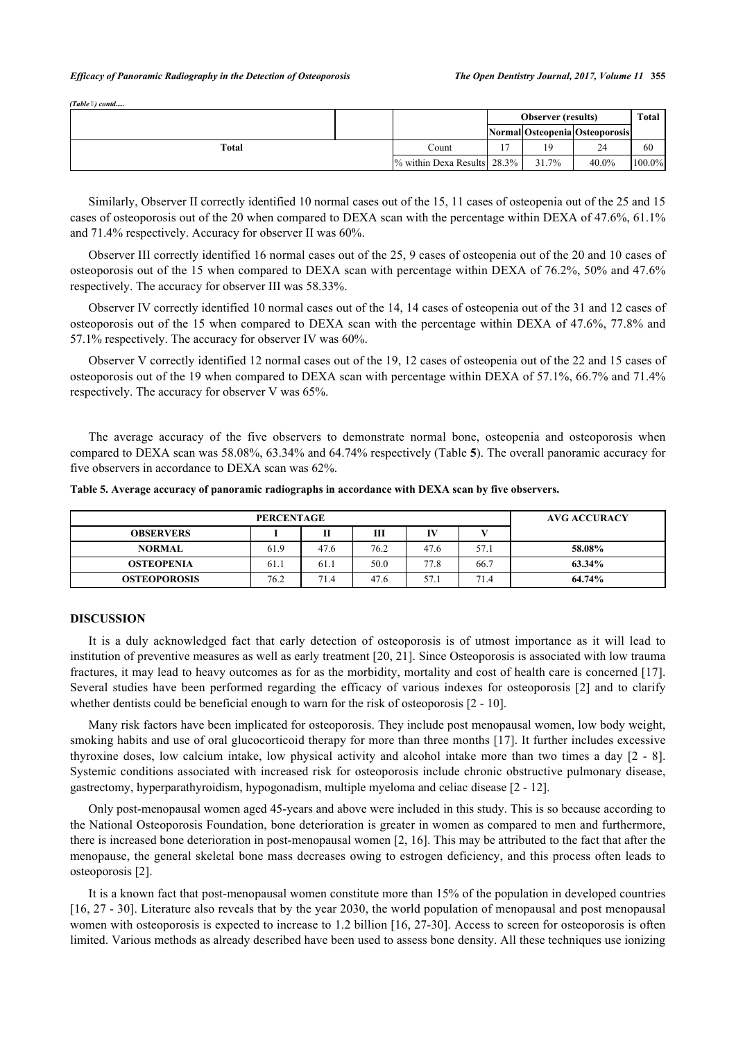(Table ) contd.....

| | | | Observer (results) | | | Total |
|---|---|---|---|---|---|---|
| | | | Normal | Osteopenia | Osteoporosis | |
| Total | | Count | 17 | 19 | 24 | 60 |
| | | % within Dexa Results | 28.3% | 31.7% | 40.0% | 100.0% |

Similarly, Observer II correctly identified 10 normal cases out of the 15, 11 cases of osteopenia out of the 25 and 15 cases of osteoporosis out of the 20 when compared to DEXA scan with the percentage within DEXA of 47.6%, 61.1% and 71.4% respectively. Accuracy for observer II was 60%.

Observer III correctly identified 16 normal cases out of the 25, 9 cases of osteopenia out of the 20 and 10 cases of osteoporosis out of the 15 when compared to DEXA scan with percentage within DEXA of 76.2%, 50% and 47.6% respectively. The accuracy for observer III was 58.33%.

Observer IV correctly identified 10 normal cases out of the 14, 14 cases of osteopenia out of the 31 and 12 cases of osteoporosis out of the 15 when compared to DEXA scan with the percentage within DEXA of 47.6%, 77.8% and 57.1% respectively. The accuracy for observer IV was 60%.

Observer V correctly identified 12 normal cases out of the 19, 12 cases of osteopenia out of the 22 and 15 cases of osteoporosis out of the 19 when compared to DEXA scan with percentage within DEXA of 57.1%, 66.7% and 71.4% respectively. The accuracy for observer V was 65%.

The average accuracy of the five observers to demonstrate normal bone, osteopenia and osteoporosis when compared to DEXA scan was 58.08%, 63.34% and 64.74% respectively (Table **5**). The overall panoramic accuracy for five observers in accordance to DEXA scan was 62%.

**Table 5. Average accuracy of panoramic radiographs in accordance with DEXA scan by five observers.**

| PERCENTAGE | | | | | | AVG ACCURACY |
|---|---|---|---|---|---|---|
| OBSERVERS | I | II | III | IV | V | |
| NORMAL | 61.9 | 47.6 | 76.2 | 47.6 | 57.1 | **58.08%** |
| OSTEOPENIA | 61.1 | 61.1 | 50.0 | 77.8 | 66.7 | **63.34%** |
| OSTEOPOROSIS | 76.2 | 71.4 | 47.6 | 57.1 | 71.4 | **64.74%** |

## DISCUSSION

It is a duly acknowledged fact that early detection of osteoporosis is of utmost importance as it will lead to institution of preventive measures as well as early treatment [20, 21]. Since Osteoporosis is associated with low trauma fractures, it may lead to heavy outcomes as for as the morbidity, mortality and cost of health care is concerned [17]. Several studies have been performed regarding the efficacy of various indexes for osteoporosis [2] and to clarify whether dentists could be beneficial enough to warn for the risk of osteoporosis [2 - 10].

Many risk factors have been implicated for osteoporosis. They include post menopausal women, low body weight, smoking habits and use of oral glucocorticoid therapy for more than three months [17]. It further includes excessive thyroxine doses, low calcium intake, low physical activity and alcohol intake more than two times a day [2 - 8]. Systemic conditions associated with increased risk for osteoporosis include chronic obstructive pulmonary disease, gastrectomy, hyperparathyroidism, hypogonadism, multiple myeloma and celiac disease [2 - 12].

Only post-menopausal women aged 45-years and above were included in this study. This is so because according to the National Osteoporosis Foundation, bone deterioration is greater in women as compared to men and furthermore, there is increased bone deterioration in post-menopausal women [2, 16]. This may be attributed to the fact that after the menopause, the general skeletal bone mass decreases owing to estrogen deficiency, and this process often leads to osteoporosis [2].

It is a known fact that post-menopausal women constitute more than 15% of the population in developed countries [16, 27 - 30]. Literature also reveals that by the year 2030, the world population of menopausal and post menopausal women with osteoporosis is expected to increase to 1.2 billion [16, 27-30]. Access to screen for osteoporosis is often limited. Various methods as already described have been used to assess bone density. All these techniques use ionizing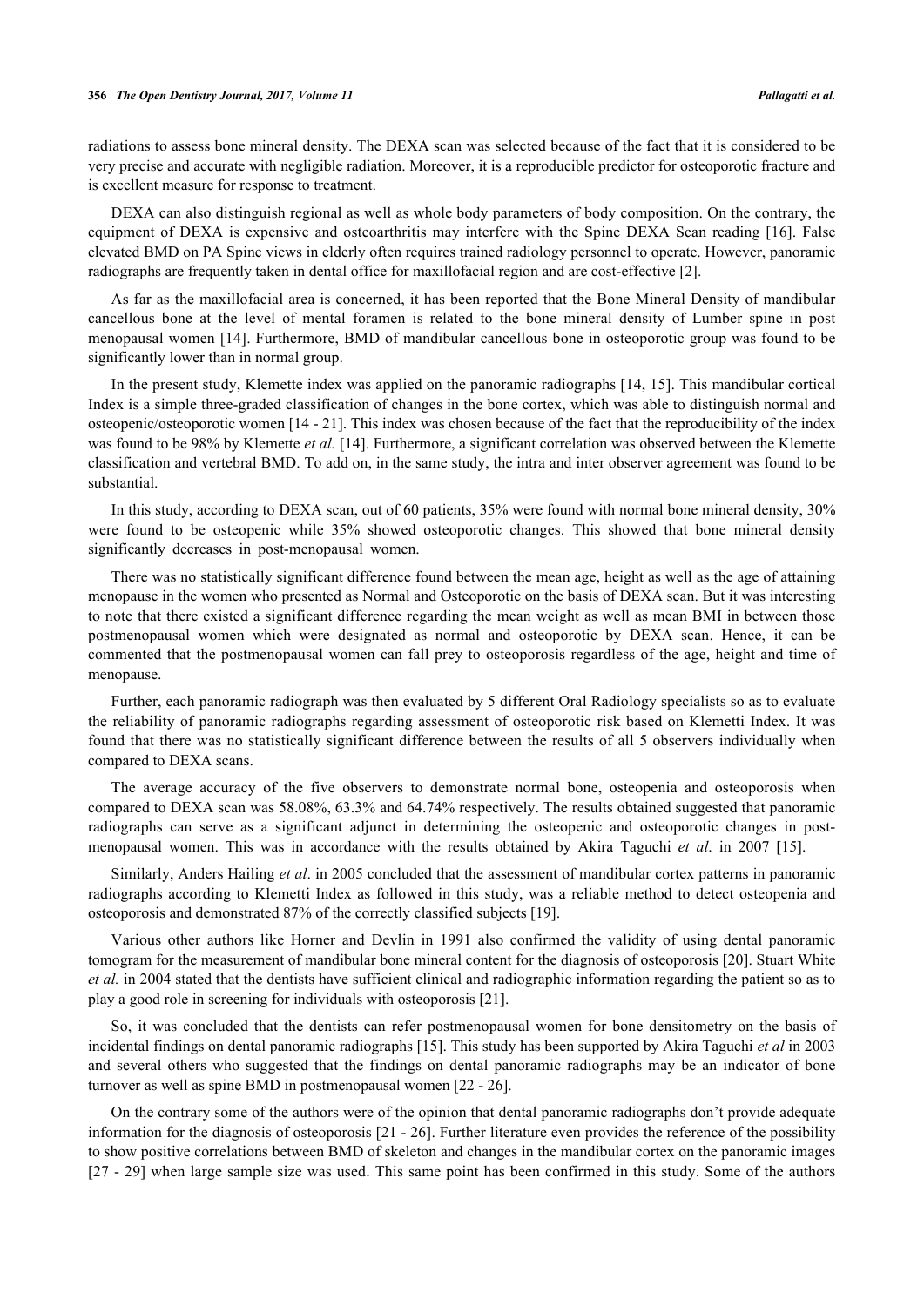radiations to assess bone mineral density. The DEXA scan was selected because of the fact that it is considered to be very precise and accurate with negligible radiation. Moreover, it is a reproducible predictor for osteoporotic fracture and is excellent measure for response to treatment.

DEXA can also distinguish regional as well as whole body parameters of body composition. On the contrary, the equipment of DEXA is expensive and osteoarthritis may interfere with the Spine DEXA Scan reading [16]. False elevated BMD on PA Spine views in elderly often requires trained radiology personnel to operate. However, panoramic radiographs are frequently taken in dental office for maxillofacial region and are cost-effective [2].

As far as the maxillofacial area is concerned, it has been reported that the Bone Mineral Density of mandibular cancellous bone at the level of mental foramen is related to the bone mineral density of Lumber spine in post menopausal women [14]. Furthermore, BMD of mandibular cancellous bone in osteoporotic group was found to be significantly lower than in normal group.

In the present study, Klemette index was applied on the panoramic radiographs [14, 15]. This mandibular cortical Index is a simple three-graded classification of changes in the bone cortex, which was able to distinguish normal and osteopenic/osteoporotic women [14 - 21]. This index was chosen because of the fact that the reproducibility of the index was found to be 98% by Klemette *et al.* [14]. Furthermore, a significant correlation was observed between the Klemette classification and vertebral BMD. To add on, in the same study, the intra and inter observer agreement was found to be substantial.

In this study, according to DEXA scan, out of 60 patients, 35% were found with normal bone mineral density, 30% were found to be osteopenic while 35% showed osteoporotic changes. This showed that bone mineral density significantly decreases in post-menopausal women.

There was no statistically significant difference found between the mean age, height as well as the age of attaining menopause in the women who presented as Normal and Osteoporotic on the basis of DEXA scan. But it was interesting to note that there existed a significant difference regarding the mean weight as well as mean BMI in between those postmenopausal women which were designated as normal and osteoporotic by DEXA scan. Hence, it can be commented that the postmenopausal women can fall prey to osteoporosis regardless of the age, height and time of menopause.

Further, each panoramic radiograph was then evaluated by 5 different Oral Radiology specialists so as to evaluate the reliability of panoramic radiographs regarding assessment of osteoporotic risk based on Klemetti Index. It was found that there was no statistically significant difference between the results of all 5 observers individually when compared to DEXA scans.

The average accuracy of the five observers to demonstrate normal bone, osteopenia and osteoporosis when compared to DEXA scan was 58.08%, 63.3% and 64.74% respectively. The results obtained suggested that panoramic radiographs can serve as a significant adjunct in determining the osteopenic and osteoporotic changes in post-menopausal women. This was in accordance with the results obtained by Akira Taguchi *et al*. in 2007 [15].

Similarly, Anders Hailing *et al*. in 2005 concluded that the assessment of mandibular cortex patterns in panoramic radiographs according to Klemetti Index as followed in this study, was a reliable method to detect osteopenia and osteoporosis and demonstrated 87% of the correctly classified subjects [19].

Various other authors like Horner and Devlin in 1991 also confirmed the validity of using dental panoramic tomogram for the measurement of mandibular bone mineral content for the diagnosis of osteoporosis [20]. Stuart White *et al.* in 2004 stated that the dentists have sufficient clinical and radiographic information regarding the patient so as to play a good role in screening for individuals with osteoporosis [21].

So, it was concluded that the dentists can refer postmenopausal women for bone densitometry on the basis of incidental findings on dental panoramic radiographs [15]. This study has been supported by Akira Taguchi *et al* in 2003 and several others who suggested that the findings on dental panoramic radiographs may be an indicator of bone turnover as well as spine BMD in postmenopausal women [22 - 26].

On the contrary some of the authors were of the opinion that dental panoramic radiographs don't provide adequate information for the diagnosis of osteoporosis [21 - 26]. Further literature even provides the reference of the possibility to show positive correlations between BMD of skeleton and changes in the mandibular cortex on the panoramic images [27 - 29] when large sample size was used. This same point has been confirmed in this study. Some of the authors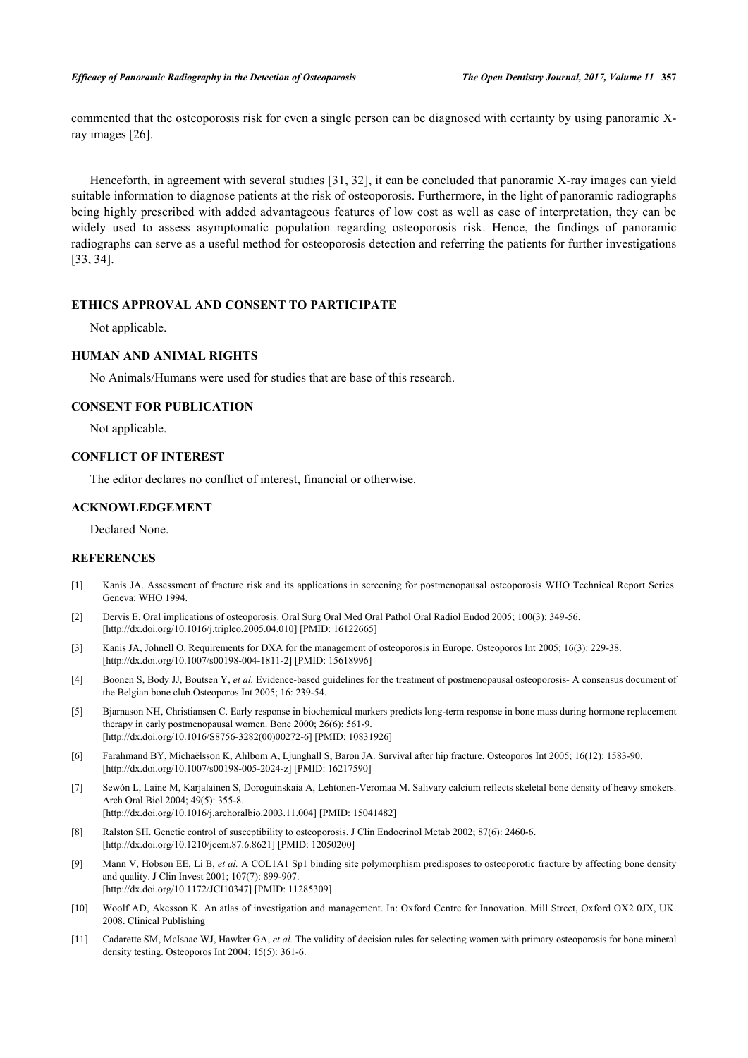commented that the osteoporosis risk for even a single person can be diagnosed with certainty by using panoramic X-ray images [26].

Henceforth, in agreement with several studies [31, 32], it can be concluded that panoramic X-ray images can yield suitable information to diagnose patients at the risk of osteoporosis. Furthermore, in the light of panoramic radiographs being highly prescribed with added advantageous features of low cost as well as ease of interpretation, they can be widely used to assess asymptomatic population regarding osteoporosis risk. Hence, the findings of panoramic radiographs can serve as a useful method for osteoporosis detection and referring the patients for further investigations [33, 34].

## ETHICS APPROVAL AND CONSENT TO PARTICIPATE

Not applicable.

## HUMAN AND ANIMAL RIGHTS

No Animals/Humans were used for studies that are base of this research.

## CONSENT FOR PUBLICATION

Not applicable.

## CONFLICT OF INTEREST

The editor declares no conflict of interest, financial or otherwise.

## ACKNOWLEDGEMENT

Declared None.

## REFERENCES

[1] Kanis JA. Assessment of fracture risk and its applications in screening for postmenopausal osteoporosis WHO Technical Report Series. Geneva: WHO 1994.

[2] Dervis E. Oral implications of osteoporosis. Oral Surg Oral Med Oral Pathol Oral Radiol Endod 2005; 100(3): 349-56. [http://dx.doi.org/10.1016/j.tripleo.2005.04.010] [PMID: 16122665]

[3] Kanis JA, Johnell O. Requirements for DXA for the management of osteoporosis in Europe. Osteoporos Int 2005; 16(3): 229-38. [http://dx.doi.org/10.1007/s00198-004-1811-2] [PMID: 15618996]

[4] Boonen S, Body JJ, Boutsen Y, *et al.* Evidence-based guidelines for the treatment of postmenopausal osteoporosis- A consensus document of the Belgian bone club.Osteoporos Int 2005; 16: 239-54.

[5] Bjarnason NH, Christiansen C. Early response in biochemical markers predicts long-term response in bone mass during hormone replacement therapy in early postmenopausal women. Bone 2000; 26(6): 561-9. [http://dx.doi.org/10.1016/S8756-3282(00)00272-6] [PMID: 10831926]

[6] Farahmand BY, Michaëlsson K, Ahlbom A, Ljunghall S, Baron JA. Survival after hip fracture. Osteoporos Int 2005; 16(12): 1583-90. [http://dx.doi.org/10.1007/s00198-005-2024-z] [PMID: 16217590]

[7] Sewón L, Laine M, Karjalainen S, Doroguinskaia A, Lehtonen-Veromaa M. Salivary calcium reflects skeletal bone density of heavy smokers. Arch Oral Biol 2004; 49(5): 355-8. [http://dx.doi.org/10.1016/j.archoralbio.2003.11.004] [PMID: 15041482]

[8] Ralston SH. Genetic control of susceptibility to osteoporosis. J Clin Endocrinol Metab 2002; 87(6): 2460-6. [http://dx.doi.org/10.1210/jcem.87.6.8621] [PMID: 12050200]

[9] Mann V, Hobson EE, Li B, *et al.* A COL1A1 Sp1 binding site polymorphism predisposes to osteoporotic fracture by affecting bone density and quality. J Clin Invest 2001; 107(7): 899-907. [http://dx.doi.org/10.1172/JCI10347] [PMID: 11285309]

[10] Woolf AD, Akesson K. An atlas of investigation and management. In: Oxford Centre for Innovation. Mill Street, Oxford OX2 0JX, UK. 2008. Clinical Publishing

[11] Cadarette SM, McIsaac WJ, Hawker GA, *et al.* The validity of decision rules for selecting women with primary osteoporosis for bone mineral density testing. Osteoporos Int 2004; 15(5): 361-6.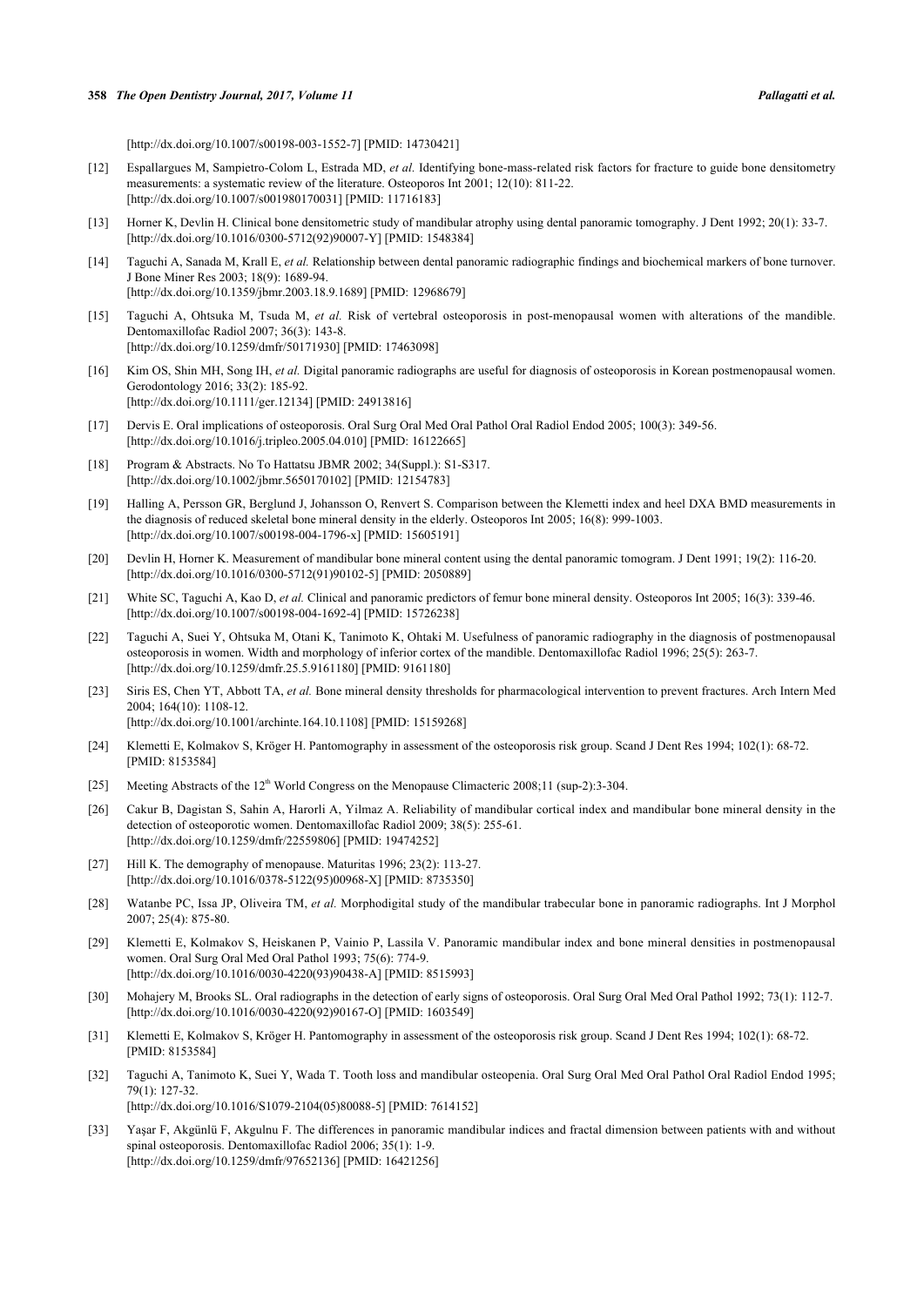[http://dx.doi.org/10.1007/s00198-003-1552-7] [PMID: 14730421]

[12] Espallargues M, Sampietro-Colom L, Estrada MD, *et al.* Identifying bone-mass-related risk factors for fracture to guide bone densitometry measurements: a systematic review of the literature. Osteoporos Int 2001; 12(10): 811-22. [http://dx.doi.org/10.1007/s001980170031] [PMID: 11716183]

[13] Horner K, Devlin H. Clinical bone densitometric study of mandibular atrophy using dental panoramic tomography. J Dent 1992; 20(1): 33-7. [http://dx.doi.org/10.1016/0300-5712(92)90007-Y] [PMID: 1548384]

[14] Taguchi A, Sanada M, Krall E, *et al.* Relationship between dental panoramic radiographic findings and biochemical markers of bone turnover. J Bone Miner Res 2003; 18(9): 1689-94. [http://dx.doi.org/10.1359/jbmr.2003.18.9.1689] [PMID: 12968679]

[15] Taguchi A, Ohtsuka M, Tsuda M, *et al.* Risk of vertebral osteoporosis in post-menopausal women with alterations of the mandible. Dentomaxillofac Radiol 2007; 36(3): 143-8. [http://dx.doi.org/10.1259/dmfr/50171930] [PMID: 17463098]

[16] Kim OS, Shin MH, Song IH, *et al.* Digital panoramic radiographs are useful for diagnosis of osteoporosis in Korean postmenopausal women. Gerodontology 2016; 33(2): 185-92. [http://dx.doi.org/10.1111/ger.12134] [PMID: 24913816]

[17] Dervis E. Oral implications of osteoporosis. Oral Surg Oral Med Oral Pathol Oral Radiol Endod 2005; 100(3): 349-56. [http://dx.doi.org/10.1016/j.tripleo.2005.04.010] [PMID: 16122665]

[18] Program & Abstracts. No To Hattatsu JBMR 2002; 34(Suppl.): S1-S317. [http://dx.doi.org/10.1002/jbmr.5650170102] [PMID: 12154783]

[19] Halling A, Persson GR, Berglund J, Johansson O, Renvert S. Comparison between the Klemetti index and heel DXA BMD measurements in the diagnosis of reduced skeletal bone mineral density in the elderly. Osteoporos Int 2005; 16(8): 999-1003. [http://dx.doi.org/10.1007/s00198-004-1796-x] [PMID: 15605191]

[20] Devlin H, Horner K. Measurement of mandibular bone mineral content using the dental panoramic tomogram. J Dent 1991; 19(2): 116-20. [http://dx.doi.org/10.1016/0300-5712(91)90102-5] [PMID: 2050889]

[21] White SC, Taguchi A, Kao D, *et al.* Clinical and panoramic predictors of femur bone mineral density. Osteoporos Int 2005; 16(3): 339-46. [http://dx.doi.org/10.1007/s00198-004-1692-4] [PMID: 15726238]

[22] Taguchi A, Suei Y, Ohtsuka M, Otani K, Tanimoto K, Ohtaki M. Usefulness of panoramic radiography in the diagnosis of postmenopausal osteoporosis in women. Width and morphology of inferior cortex of the mandible. Dentomaxillofac Radiol 1996; 25(5): 263-7. [http://dx.doi.org/10.1259/dmfr.25.5.9161180] [PMID: 9161180]

[23] Siris ES, Chen YT, Abbott TA, *et al.* Bone mineral density thresholds for pharmacological intervention to prevent fractures. Arch Intern Med 2004; 164(10): 1108-12. [http://dx.doi.org/10.1001/archinte.164.10.1108] [PMID: 15159268]

[24] Klemetti E, Kolmakov S, Kröger H. Pantomography in assessment of the osteoporosis risk group. Scand J Dent Res 1994; 102(1): 68-72. [PMID: 8153584]

[25] Meeting Abstracts of the 12th World Congress on the Menopause Climacteric 2008;11 (sup-2):3-304.

[26] Cakur B, Dagistan S, Sahin A, Harorli A, Yilmaz A. Reliability of mandibular cortical index and mandibular bone mineral density in the detection of osteoporotic women. Dentomaxillofac Radiol 2009; 38(5): 255-61. [http://dx.doi.org/10.1259/dmfr/22559806] [PMID: 19474252]

[27] Hill K. The demography of menopause. Maturitas 1996; 23(2): 113-27. [http://dx.doi.org/10.1016/0378-5122(95)00968-X] [PMID: 8735350]

[28] Watanbe PC, Issa JP, Oliveira TM, *et al.* Morphodigital study of the mandibular trabecular bone in panoramic radiographs. Int J Morphol 2007; 25(4): 875-80.

[29] Klemetti E, Kolmakov S, Heiskanen P, Vainio P, Lassila V. Panoramic mandibular index and bone mineral densities in postmenopausal women. Oral Surg Oral Med Oral Pathol 1993; 75(6): 774-9. [http://dx.doi.org/10.1016/0030-4220(93)90438-A] [PMID: 8515993]

[30] Mohajery M, Brooks SL. Oral radiographs in the detection of early signs of osteoporosis. Oral Surg Oral Med Oral Pathol 1992; 73(1): 112-7. [http://dx.doi.org/10.1016/0030-4220(92)90167-O] [PMID: 1603549]

[31] Klemetti E, Kolmakov S, Kröger H. Pantomography in assessment of the osteoporosis risk group. Scand J Dent Res 1994; 102(1): 68-72. [PMID: 8153584]

[32] Taguchi A, Tanimoto K, Suei Y, Wada T. Tooth loss and mandibular osteopenia. Oral Surg Oral Med Oral Pathol Oral Radiol Endod 1995; 79(1): 127-32. [http://dx.doi.org/10.1016/S1079-2104(05)80088-5] [PMID: 7614152]

[33] Yaşar F, Akgünlü F, Akgulnu F. The differences in panoramic mandibular indices and fractal dimension between patients with and without spinal osteoporosis. Dentomaxillofac Radiol 2006; 35(1): 1-9. [http://dx.doi.org/10.1259/dmfr/97652136] [PMID: 16421256]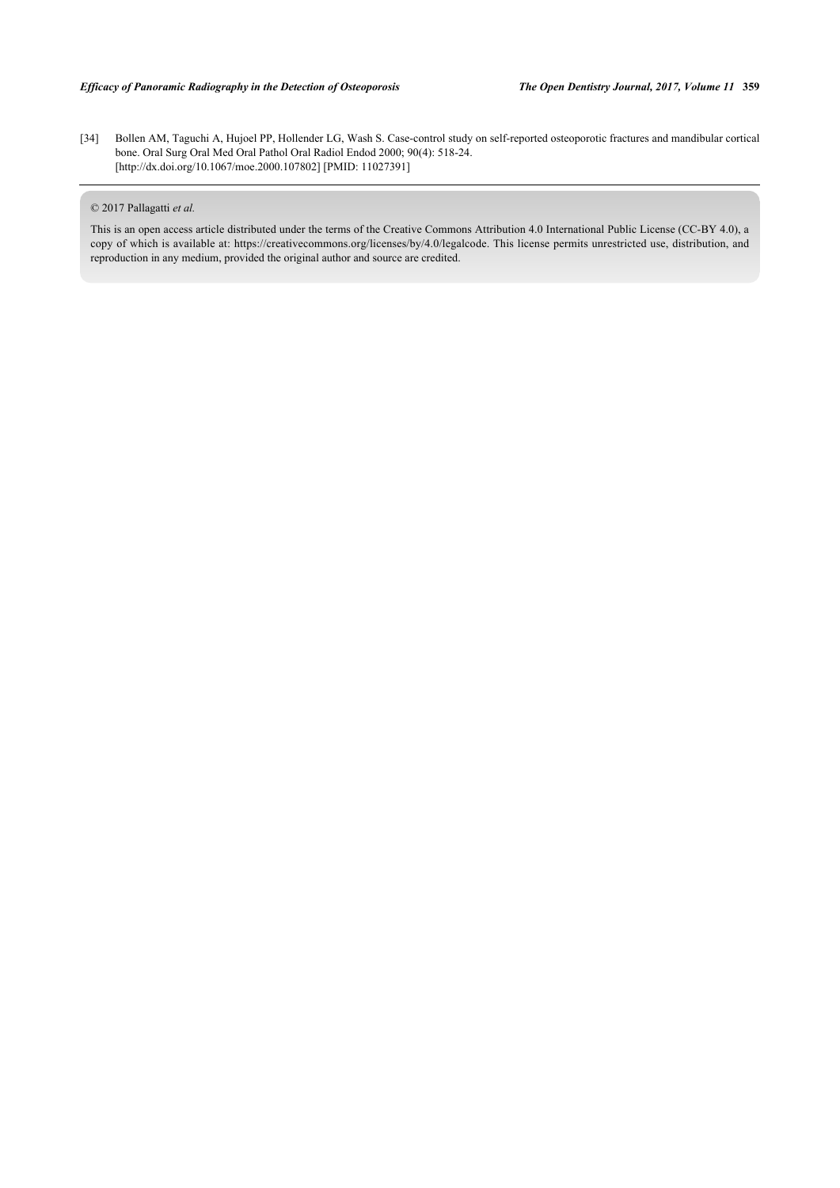[34] Bollen AM, Taguchi A, Hujoel PP, Hollender LG, Wash S. Case-control study on self-reported osteoporotic fractures and mandibular cortical bone. Oral Surg Oral Med Oral Pathol Oral Radiol Endod 2000; 90(4): 518-24. [http://dx.doi.org/10.1067/moe.2000.107802] [PMID: 11027391]

© 2017 Pallagatti *et al.*

This is an open access article distributed under the terms of the Creative Commons Attribution 4.0 International Public License (CC-BY 4.0), a copy of which is available at: https://creativecommons.org/licenses/by/4.0/legalcode. This license permits unrestricted use, distribution, and reproduction in any medium, provided the original author and source are credited.